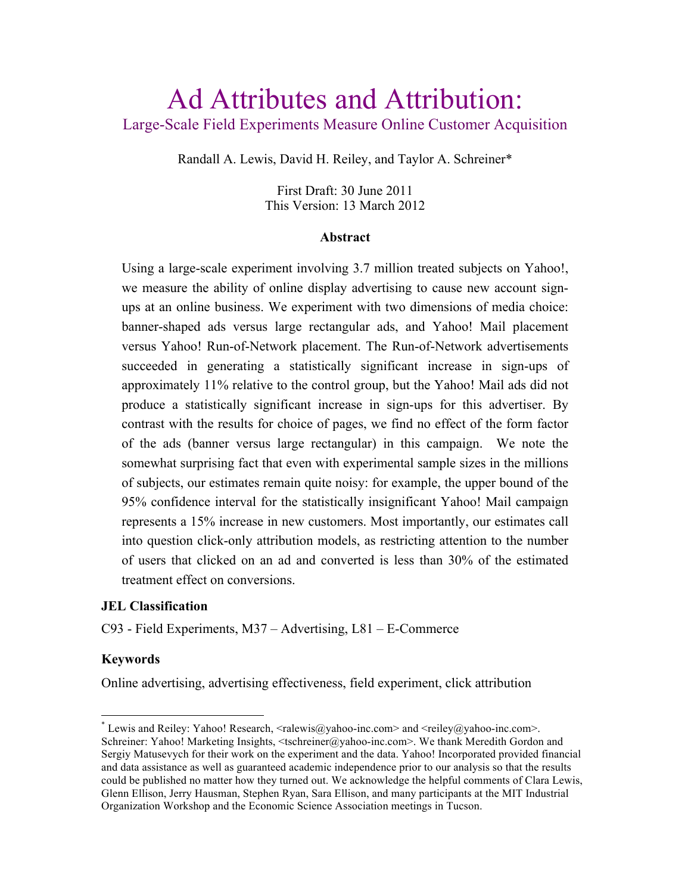# Ad Attributes and Attribution:

## Large-Scale Field Experiments Measure Online Customer Acquisition

Randall A. Lewis, David H. Reiley, and Taylor A. Schreiner*

First Draft: 30 June 2011
This Version: 13 March 2012

**Abstract**

Using a large-scale experiment involving 3.7 million treated subjects on Yahoo!, we measure the ability of online display advertising to cause new account sign-ups at an online business. We experiment with two dimensions of media choice: banner-shaped ads versus large rectangular ads, and Yahoo! Mail placement versus Yahoo! Run-of-Network placement. The Run-of-Network advertisements succeeded in generating a statistically significant increase in sign-ups of approximately 11% relative to the control group, but the Yahoo! Mail ads did not produce a statistically significant increase in sign-ups for this advertiser. By contrast with the results for choice of pages, we find no effect of the form factor of the ads (banner versus large rectangular) in this campaign. We note the somewhat surprising fact that even with experimental sample sizes in the millions of subjects, our estimates remain quite noisy: for example, the upper bound of the 95% confidence interval for the statistically insignificant Yahoo! Mail campaign represents a 15% increase in new customers. Most importantly, our estimates call into question click-only attribution models, as restricting attention to the number of users that clicked on an ad and converted is less than 30% of the estimated treatment effect on conversions.

**JEL Classification**

C93 - Field Experiments, M37 – Advertising, L81 – E-Commerce

**Keywords**

Online advertising, advertising effectiveness, field experiment, click attribution

---

* Lewis and Reiley: Yahoo! Research, <ralewis@yahoo-inc.com> and <reiley@yahoo-inc.com>. Schreiner: Yahoo! Marketing Insights, <tschreiner@yahoo-inc.com>. We thank Meredith Gordon and Sergiy Matusevych for their work on the experiment and the data. Yahoo! Incorporated provided financial and data assistance as well as guaranteed academic independence prior to our analysis so that the results could be published no matter how they turned out. We acknowledge the helpful comments of Clara Lewis, Glenn Ellison, Jerry Hausman, Stephen Ryan, Sara Ellison, and many participants at the MIT Industrial Organization Workshop and the Economic Science Association meetings in Tucson.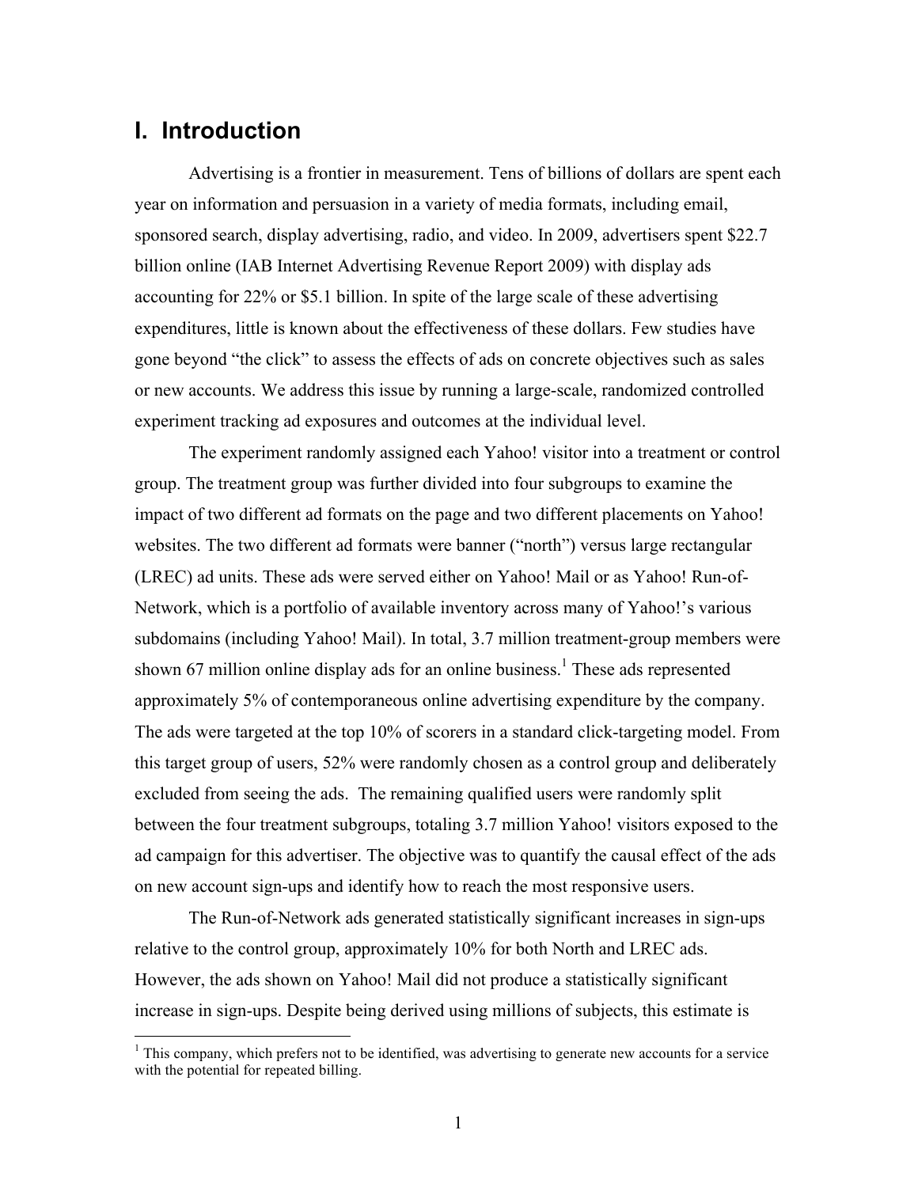# I. Introduction

Advertising is a frontier in measurement. Tens of billions of dollars are spent each year on information and persuasion in a variety of media formats, including email, sponsored search, display advertising, radio, and video. In 2009, advertisers spent $22.7 billion online (IAB Internet Advertising Revenue Report 2009) with display ads accounting for 22% or $5.1 billion. In spite of the large scale of these advertising expenditures, little is known about the effectiveness of these dollars. Few studies have gone beyond "the click" to assess the effects of ads on concrete objectives such as sales or new accounts. We address this issue by running a large-scale, randomized controlled experiment tracking ad exposures and outcomes at the individual level.

The experiment randomly assigned each Yahoo! visitor into a treatment or control group. The treatment group was further divided into four subgroups to examine the impact of two different ad formats on the page and two different placements on Yahoo! websites. The two different ad formats were banner ("north") versus large rectangular (LREC) ad units. These ads were served either on Yahoo! Mail or as Yahoo! Run-of-Network, which is a portfolio of available inventory across many of Yahoo!'s various subdomains (including Yahoo! Mail). In total, 3.7 million treatment-group members were shown 67 million online display ads for an online business.[1] These ads represented approximately 5% of contemporaneous online advertising expenditure by the company. The ads were targeted at the top 10% of scorers in a standard click-targeting model. From this target group of users, 52% were randomly chosen as a control group and deliberately excluded from seeing the ads. The remaining qualified users were randomly split between the four treatment subgroups, totaling 3.7 million Yahoo! visitors exposed to the ad campaign for this advertiser. The objective was to quantify the causal effect of the ads on new account sign-ups and identify how to reach the most responsive users.

The Run-of-Network ads generated statistically significant increases in sign-ups relative to the control group, approximately 10% for both North and LREC ads. However, the ads shown on Yahoo! Mail did not produce a statistically significant increase in sign-ups. Despite being derived using millions of subjects, this estimate is

[1] This company, which prefers not to be identified, was advertising to generate new accounts for a service with the potential for repeated billing.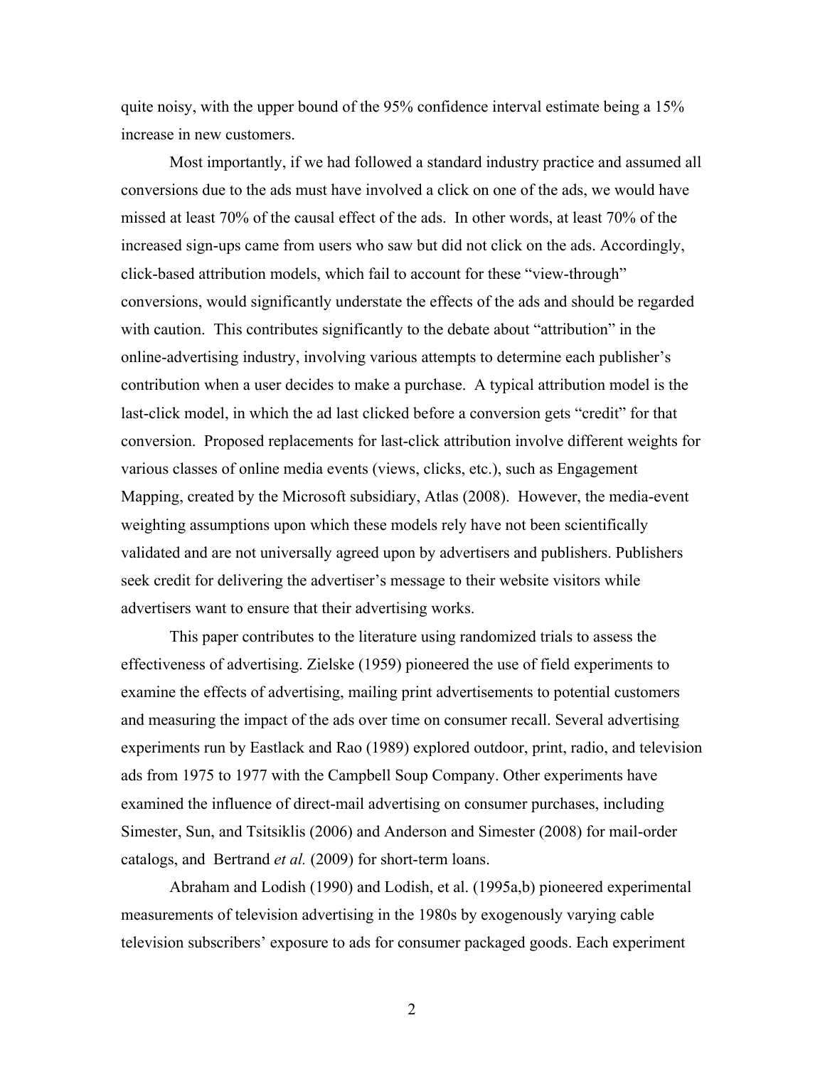quite noisy, with the upper bound of the 95% confidence interval estimate being a 15% increase in new customers.

Most importantly, if we had followed a standard industry practice and assumed all conversions due to the ads must have involved a click on one of the ads, we would have missed at least 70% of the causal effect of the ads. In other words, at least 70% of the increased sign-ups came from users who saw but did not click on the ads. Accordingly, click-based attribution models, which fail to account for these "view-through" conversions, would significantly understate the effects of the ads and should be regarded with caution. This contributes significantly to the debate about "attribution" in the online-advertising industry, involving various attempts to determine each publisher's contribution when a user decides to make a purchase. A typical attribution model is the last-click model, in which the ad last clicked before a conversion gets "credit" for that conversion. Proposed replacements for last-click attribution involve different weights for various classes of online media events (views, clicks, etc.), such as Engagement Mapping, created by the Microsoft subsidiary, Atlas (2008). However, the media-event weighting assumptions upon which these models rely have not been scientifically validated and are not universally agreed upon by advertisers and publishers. Publishers seek credit for delivering the advertiser's message to their website visitors while advertisers want to ensure that their advertising works.

This paper contributes to the literature using randomized trials to assess the effectiveness of advertising. Zielske (1959) pioneered the use of field experiments to examine the effects of advertising, mailing print advertisements to potential customers and measuring the impact of the ads over time on consumer recall. Several advertising experiments run by Eastlack and Rao (1989) explored outdoor, print, radio, and television ads from 1975 to 1977 with the Campbell Soup Company. Other experiments have examined the influence of direct-mail advertising on consumer purchases, including Simester, Sun, and Tsitsiklis (2006) and Anderson and Simester (2008) for mail-order catalogs, and Bertrand *et al.* (2009) for short-term loans.

Abraham and Lodish (1990) and Lodish, et al. (1995a,b) pioneered experimental measurements of television advertising in the 1980s by exogenously varying cable television subscribers' exposure to ads for consumer packaged goods. Each experiment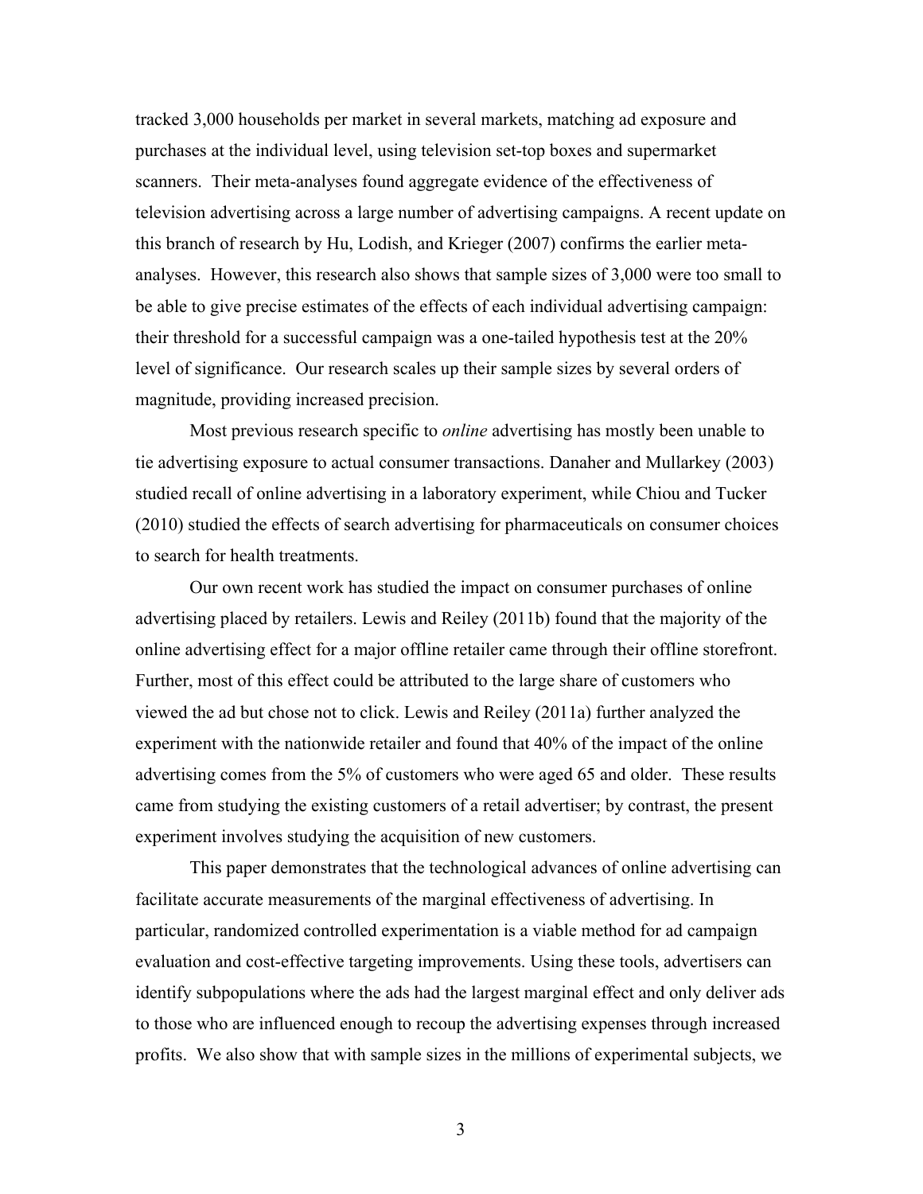tracked 3,000 households per market in several markets, matching ad exposure and purchases at the individual level, using television set-top boxes and supermarket scanners. Their meta-analyses found aggregate evidence of the effectiveness of television advertising across a large number of advertising campaigns. A recent update on this branch of research by Hu, Lodish, and Krieger (2007) confirms the earlier meta-analyses. However, this research also shows that sample sizes of 3,000 were too small to be able to give precise estimates of the effects of each individual advertising campaign: their threshold for a successful campaign was a one-tailed hypothesis test at the 20% level of significance. Our research scales up their sample sizes by several orders of magnitude, providing increased precision.

Most previous research specific to *online* advertising has mostly been unable to tie advertising exposure to actual consumer transactions. Danaher and Mullarkey (2003) studied recall of online advertising in a laboratory experiment, while Chiou and Tucker (2010) studied the effects of search advertising for pharmaceuticals on consumer choices to search for health treatments.

Our own recent work has studied the impact on consumer purchases of online advertising placed by retailers. Lewis and Reiley (2011b) found that the majority of the online advertising effect for a major offline retailer came through their offline storefront. Further, most of this effect could be attributed to the large share of customers who viewed the ad but chose not to click. Lewis and Reiley (2011a) further analyzed the experiment with the nationwide retailer and found that 40% of the impact of the online advertising comes from the 5% of customers who were aged 65 and older. These results came from studying the existing customers of a retail advertiser; by contrast, the present experiment involves studying the acquisition of new customers.

This paper demonstrates that the technological advances of online advertising can facilitate accurate measurements of the marginal effectiveness of advertising. In particular, randomized controlled experimentation is a viable method for ad campaign evaluation and cost-effective targeting improvements. Using these tools, advertisers can identify subpopulations where the ads had the largest marginal effect and only deliver ads to those who are influenced enough to recoup the advertising expenses through increased profits. We also show that with sample sizes in the millions of experimental subjects, we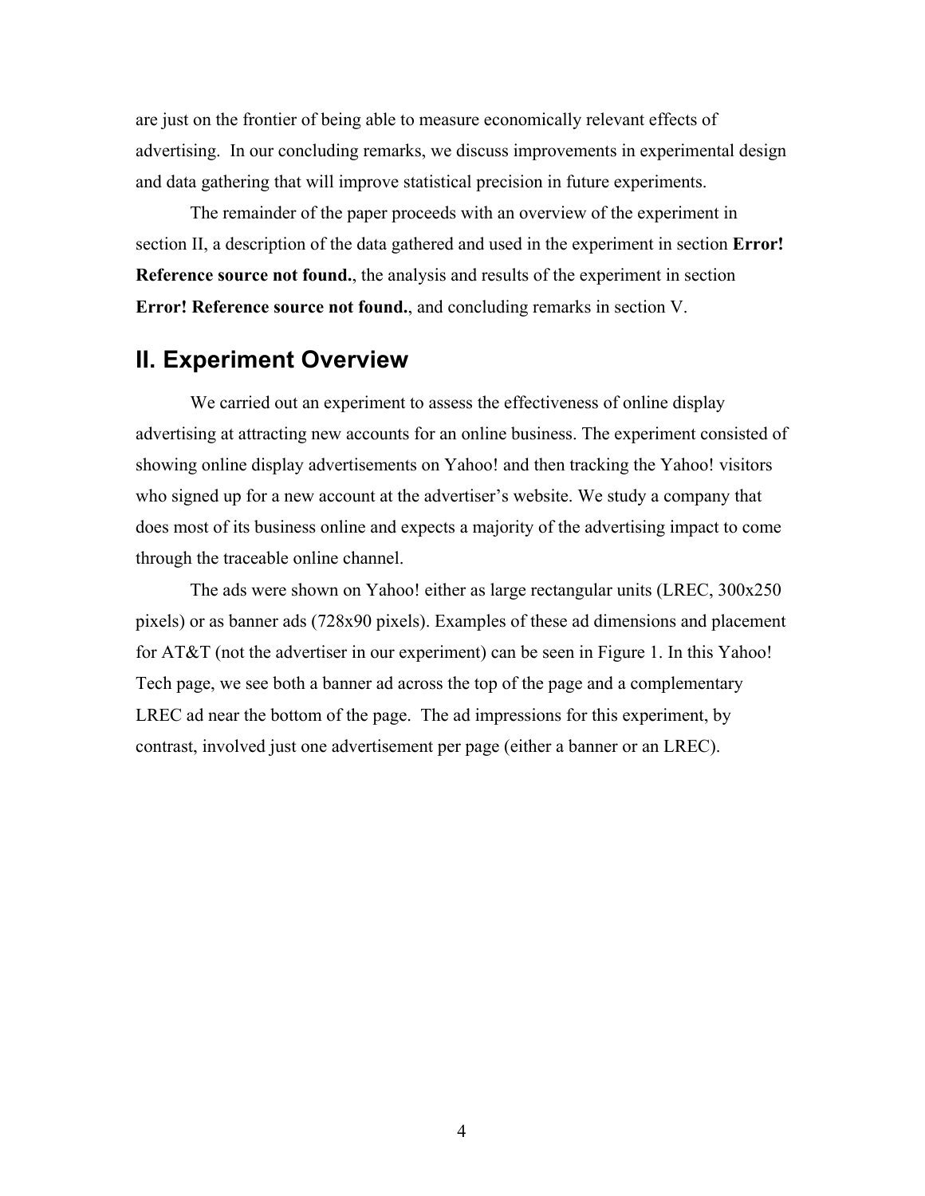are just on the frontier of being able to measure economically relevant effects of advertising. In our concluding remarks, we discuss improvements in experimental design and data gathering that will improve statistical precision in future experiments.

The remainder of the paper proceeds with an overview of the experiment in section II, a description of the data gathered and used in the experiment in section **Error! Reference source not found.**, the analysis and results of the experiment in section **Error! Reference source not found.**, and concluding remarks in section V.

## II. Experiment Overview

We carried out an experiment to assess the effectiveness of online display advertising at attracting new accounts for an online business. The experiment consisted of showing online display advertisements on Yahoo! and then tracking the Yahoo! visitors who signed up for a new account at the advertiser's website. We study a company that does most of its business online and expects a majority of the advertising impact to come through the traceable online channel.

The ads were shown on Yahoo! either as large rectangular units (LREC, 300x250 pixels) or as banner ads (728x90 pixels). Examples of these ad dimensions and placement for AT&T (not the advertiser in our experiment) can be seen in Figure 1. In this Yahoo! Tech page, we see both a banner ad across the top of the page and a complementary LREC ad near the bottom of the page. The ad impressions for this experiment, by contrast, involved just one advertisement per page (either a banner or an LREC).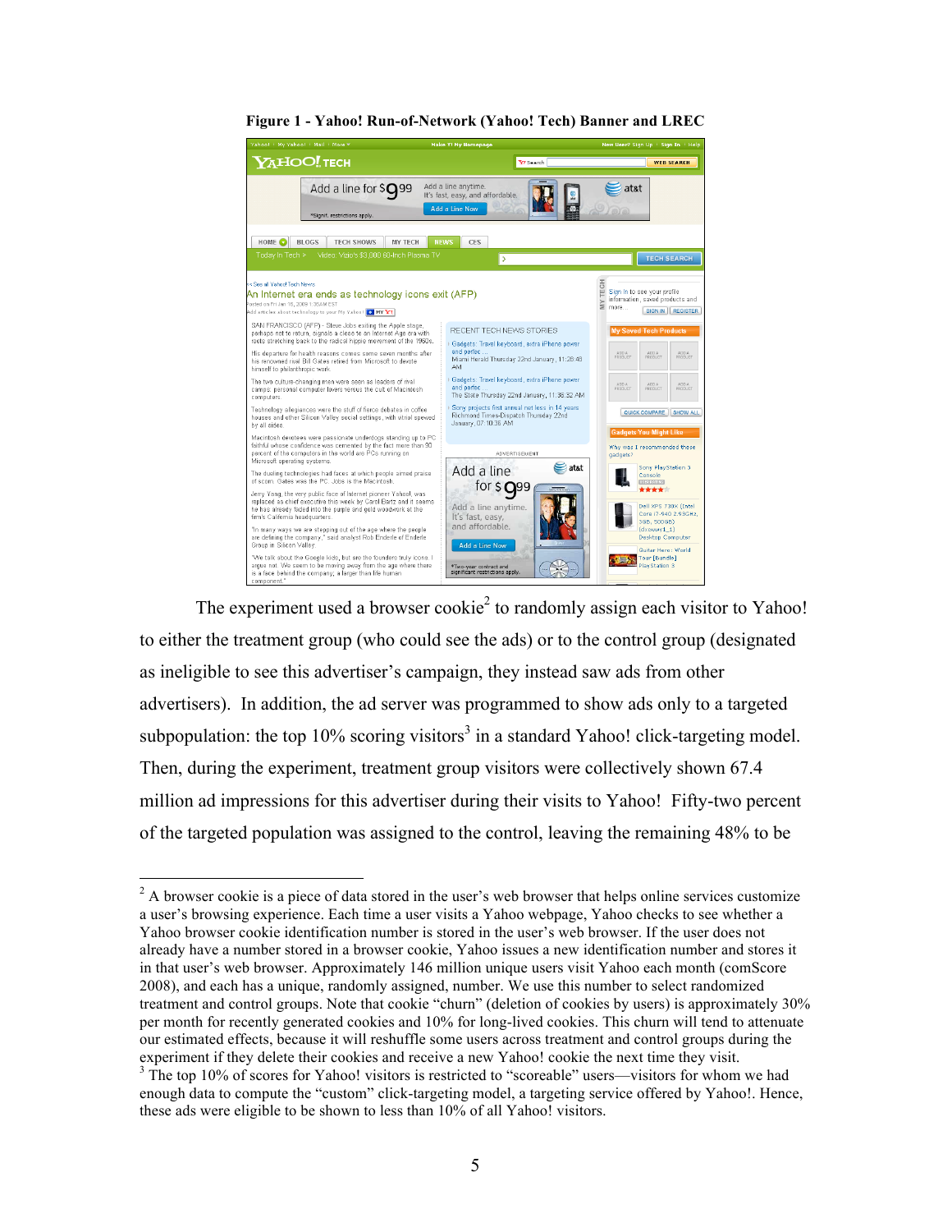**Figure 1 - Yahoo! Run-of-Network (Yahoo! Tech) Banner and LREC**

The experiment used a browser cookie[2] to randomly assign each visitor to Yahoo! to either the treatment group (who could see the ads) or to the control group (designated as ineligible to see this advertiser's campaign, they instead saw ads from other advertisers). In addition, the ad server was programmed to show ads only to a targeted subpopulation: the top 10% scoring visitors[3] in a standard Yahoo! click-targeting model. Then, during the experiment, treatment group visitors were collectively shown 67.4 million ad impressions for this advertiser during their visits to Yahoo! Fifty-two percent of the targeted population was assigned to the control, leaving the remaining 48% to be

---

[2] A browser cookie is a piece of data stored in the user's web browser that helps online services customize a user's browsing experience. Each time a user visits a Yahoo webpage, Yahoo checks to see whether a Yahoo browser cookie identification number is stored in the user's web browser. If the user does not already have a number stored in a browser cookie, Yahoo issues a new identification number and stores it in that user's web browser. Approximately 146 million unique users visit Yahoo each month (comScore 2008), and each has a unique, randomly assigned, number. We use this number to select randomized treatment and control groups. Note that cookie "churn" (deletion of cookies by users) is approximately 30% per month for recently generated cookies and 10% for long-lived cookies. This churn will tend to attenuate our estimated effects, because it will reshuffle some users across treatment and control groups during the experiment if they delete their cookies and receive a new Yahoo! cookie the next time they visit.

[3] The top 10% of scores for Yahoo! visitors is restricted to "scoreable" users—visitors for whom we had enough data to compute the "custom" click-targeting model, a targeting service offered by Yahoo!. Hence, these ads were eligible to be shown to less than 10% of all Yahoo! visitors.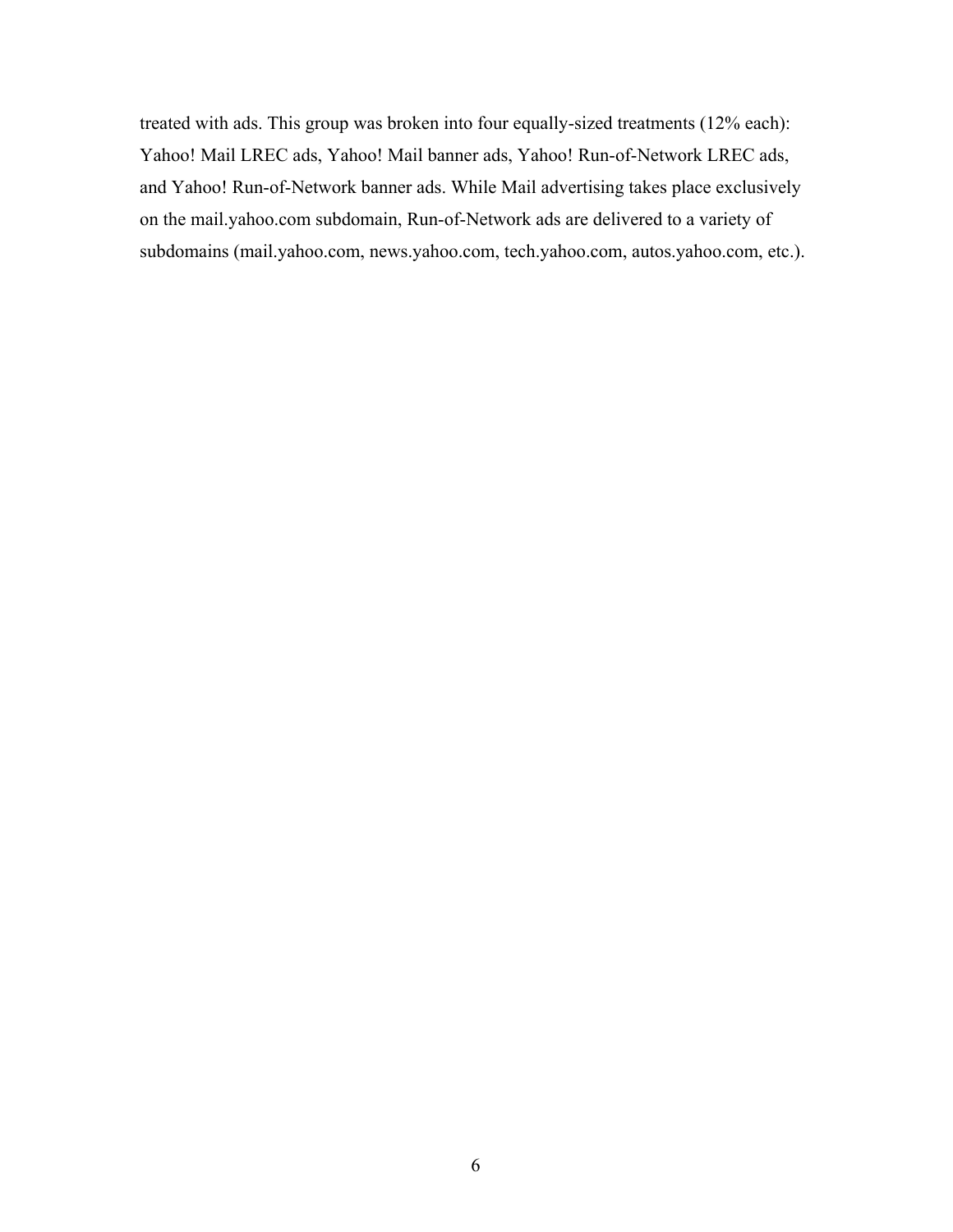treated with ads. This group was broken into four equally-sized treatments (12% each): Yahoo! Mail LREC ads, Yahoo! Mail banner ads, Yahoo! Run-of-Network LREC ads, and Yahoo! Run-of-Network banner ads. While Mail advertising takes place exclusively on the mail.yahoo.com subdomain, Run-of-Network ads are delivered to a variety of subdomains (mail.yahoo.com, news.yahoo.com, tech.yahoo.com, autos.yahoo.com, etc.).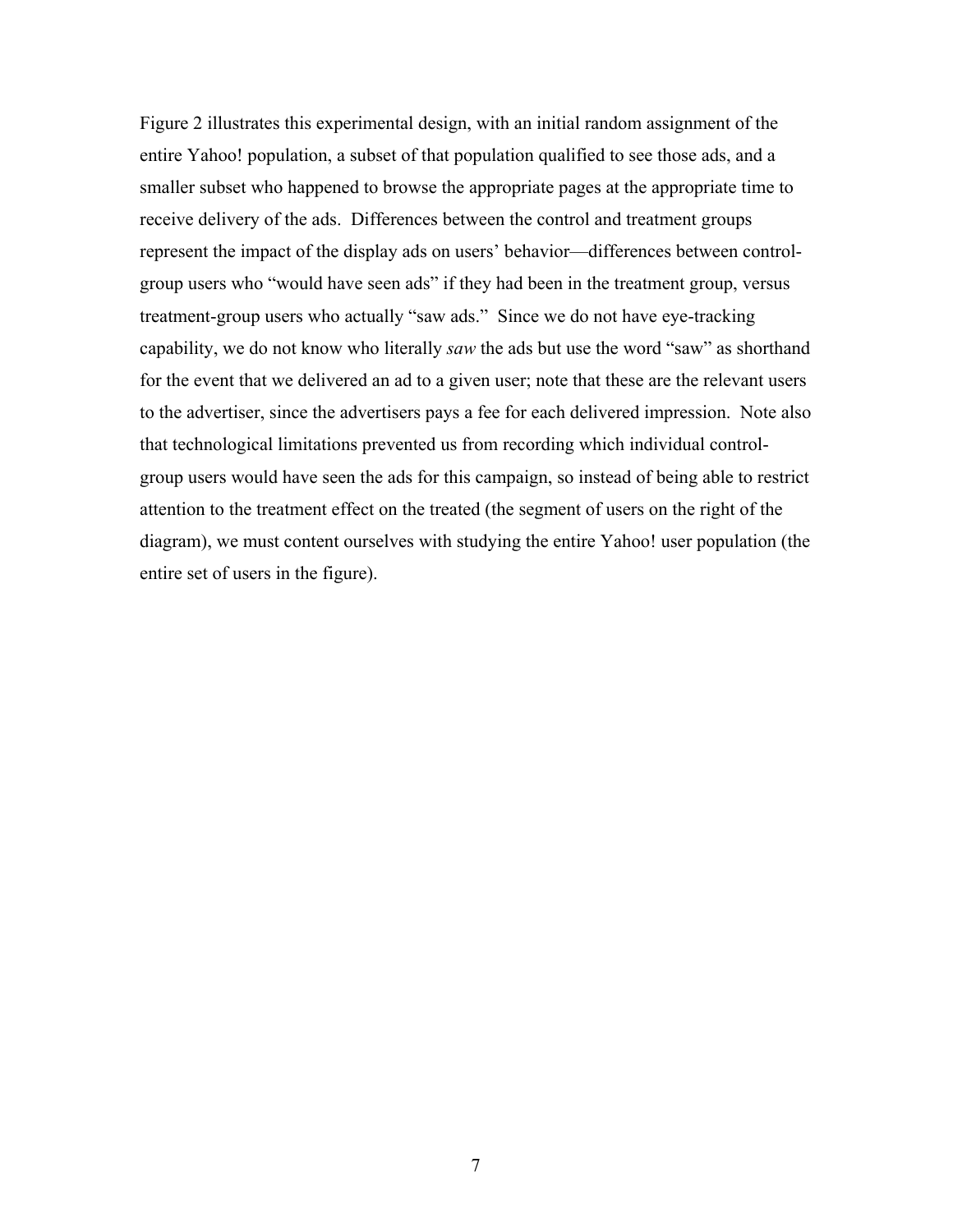Figure 2 illustrates this experimental design, with an initial random assignment of the entire Yahoo! population, a subset of that population qualified to see those ads, and a smaller subset who happened to browse the appropriate pages at the appropriate time to receive delivery of the ads. Differences between the control and treatment groups represent the impact of the display ads on users' behavior—differences between control-group users who "would have seen ads" if they had been in the treatment group, versus treatment-group users who actually "saw ads." Since we do not have eye-tracking capability, we do not know who literally *saw* the ads but use the word "saw" as shorthand for the event that we delivered an ad to a given user; note that these are the relevant users to the advertiser, since the advertisers pays a fee for each delivered impression. Note also that technological limitations prevented us from recording which individual control-group users would have seen the ads for this campaign, so instead of being able to restrict attention to the treatment effect on the treated (the segment of users on the right of the diagram), we must content ourselves with studying the entire Yahoo! user population (the entire set of users in the figure).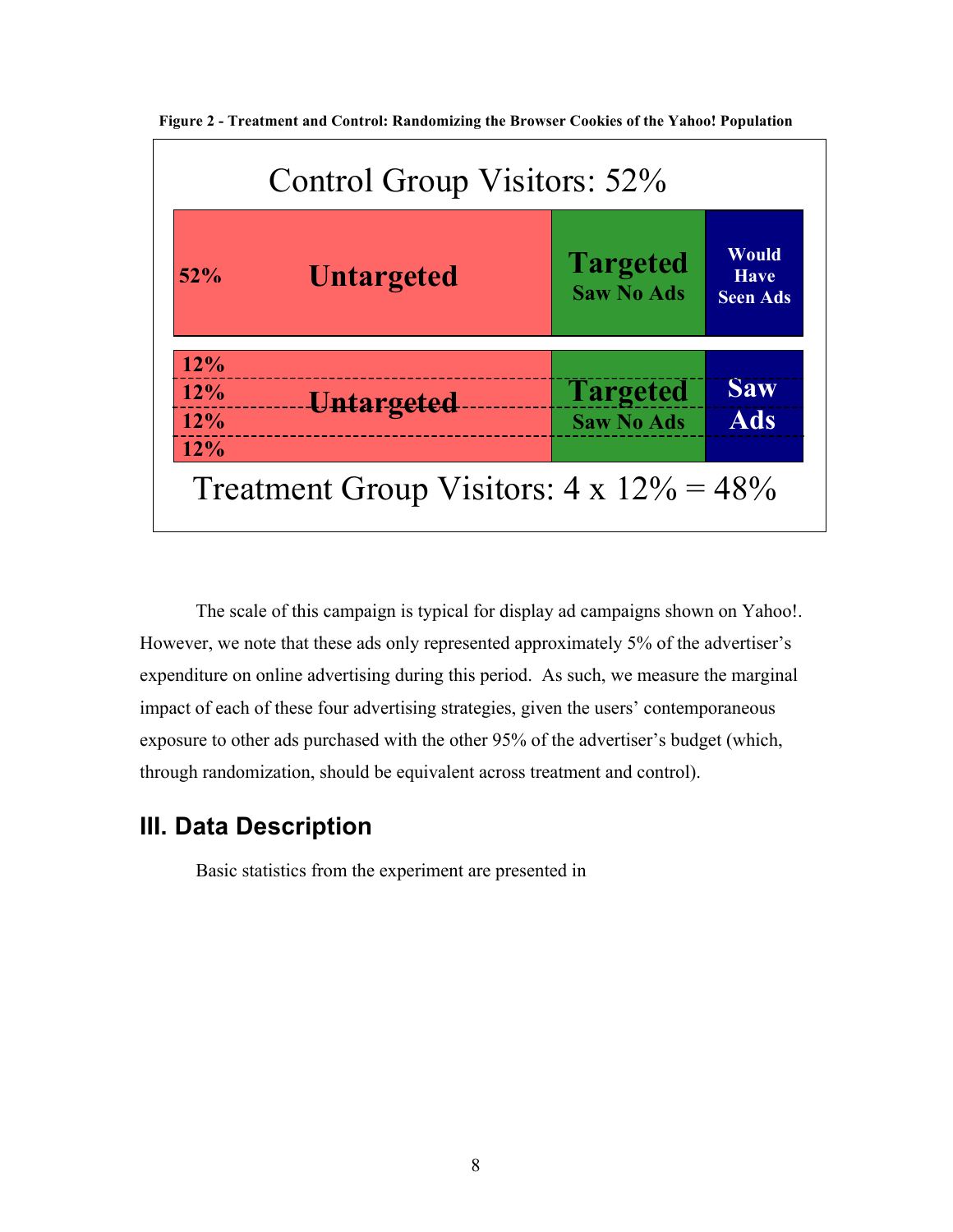**Figure 2 - Treatment and Control: Randomizing the Browser Cookies of the Yahoo! Population**

Control Group Visitors: 52%

| 52% | Untargeted | Targeted Saw No Ads | Would Have Seen Ads |
|---|---|---|---|

| 12% | Untargeted | Targeted Saw No Ads | Saw Ads |
|---|---|---|---|
| 12% | | | |
| 12% | | | |
| 12% | | | |

Treatment Group Visitors: 4 x 12% = 48%

The scale of this campaign is typical for display ad campaigns shown on Yahoo!. However, we note that these ads only represented approximately 5% of the advertiser's expenditure on online advertising during this period. As such, we measure the marginal impact of each of these four advertising strategies, given the users' contemporaneous exposure to other ads purchased with the other 95% of the advertiser's budget (which, through randomization, should be equivalent across treatment and control).

## III. Data Description

Basic statistics from the experiment are presented in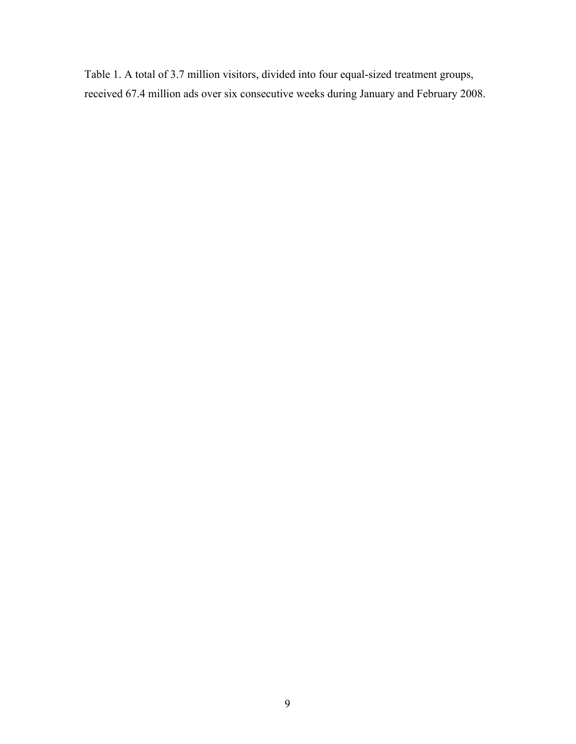Table 1. A total of 3.7 million visitors, divided into four equal-sized treatment groups, received 67.4 million ads over six consecutive weeks during January and February 2008.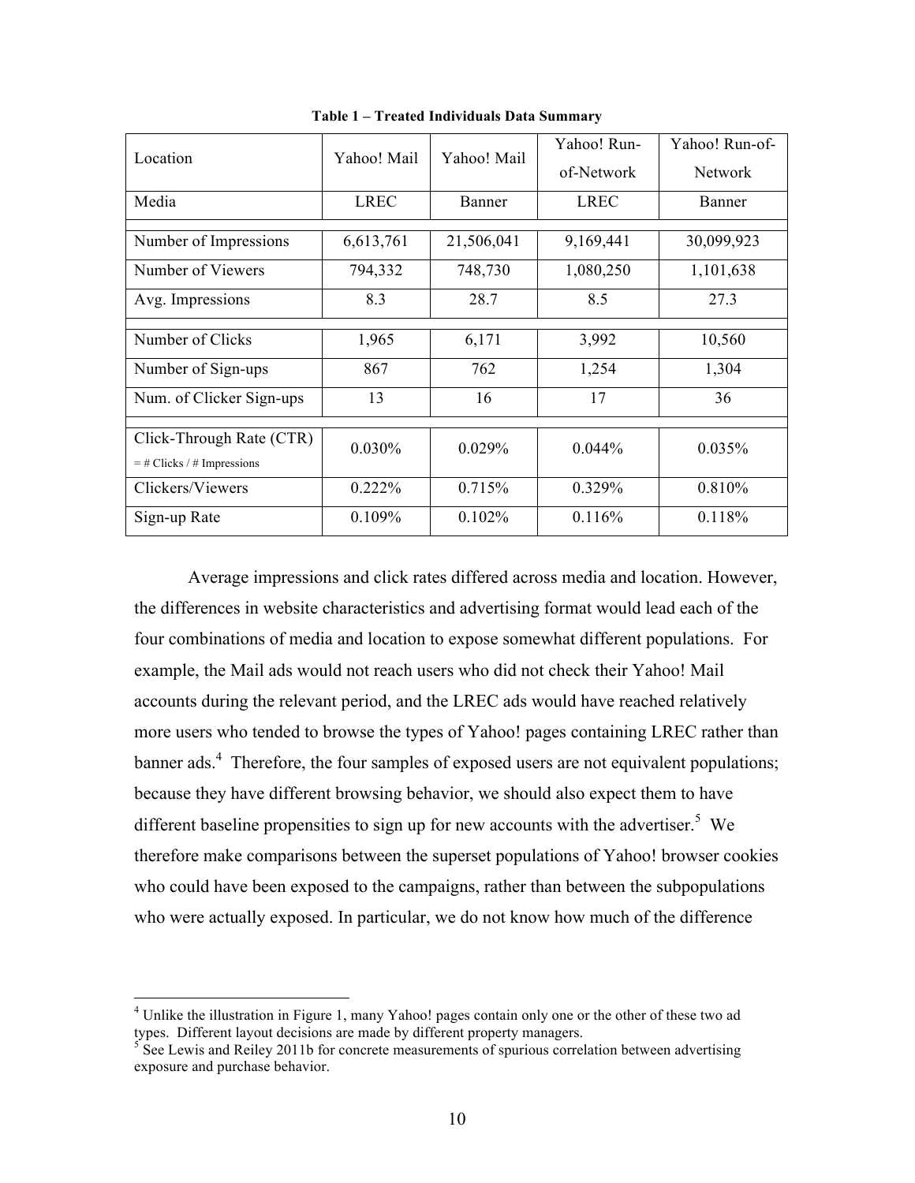**Table 1 – Treated Individuals Data Summary**

| Location | Yahoo! Mail | Yahoo! Mail | Yahoo! Run-of-Network | Yahoo! Run-of-Network |
|---|---|---|---|---|
| Media | LREC | Banner | LREC | Banner |
| | | | | |
| Number of Impressions | 6,613,761 | 21,506,041 | 9,169,441 | 30,099,923 |
| Number of Viewers | 794,332 | 748,730 | 1,080,250 | 1,101,638 |
| Avg. Impressions | 8.3 | 28.7 | 8.5 | 27.3 |
| | | | | |
| Number of Clicks | 1,965 | 6,171 | 3,992 | 10,560 |
| Number of Sign-ups | 867 | 762 | 1,254 | 1,304 |
| Num. of Clicker Sign-ups | 13 | 16 | 17 | 36 |
| | | | | |
| Click-Through Rate (CTR) = # Clicks / # Impressions | 0.030% | 0.029% | 0.044% | 0.035% |
| Clickers/Viewers | 0.222% | 0.715% | 0.329% | 0.810% |
| Sign-up Rate | 0.109% | 0.102% | 0.116% | 0.118% |

Average impressions and click rates differed across media and location. However, the differences in website characteristics and advertising format would lead each of the four combinations of media and location to expose somewhat different populations. For example, the Mail ads would not reach users who did not check their Yahoo! Mail accounts during the relevant period, and the LREC ads would have reached relatively more users who tended to browse the types of Yahoo! pages containing LREC rather than banner ads.[4] Therefore, the four samples of exposed users are not equivalent populations; because they have different browsing behavior, we should also expect them to have different baseline propensities to sign up for new accounts with the advertiser.[5] We therefore make comparisons between the superset populations of Yahoo! browser cookies who could have been exposed to the campaigns, rather than between the subpopulations who were actually exposed. In particular, we do not know how much of the difference

[4] Unlike the illustration in Figure 1, many Yahoo! pages contain only one or the other of these two ad types. Different layout decisions are made by different property managers.

[5] See Lewis and Reiley 2011b for concrete measurements of spurious correlation between advertising exposure and purchase behavior.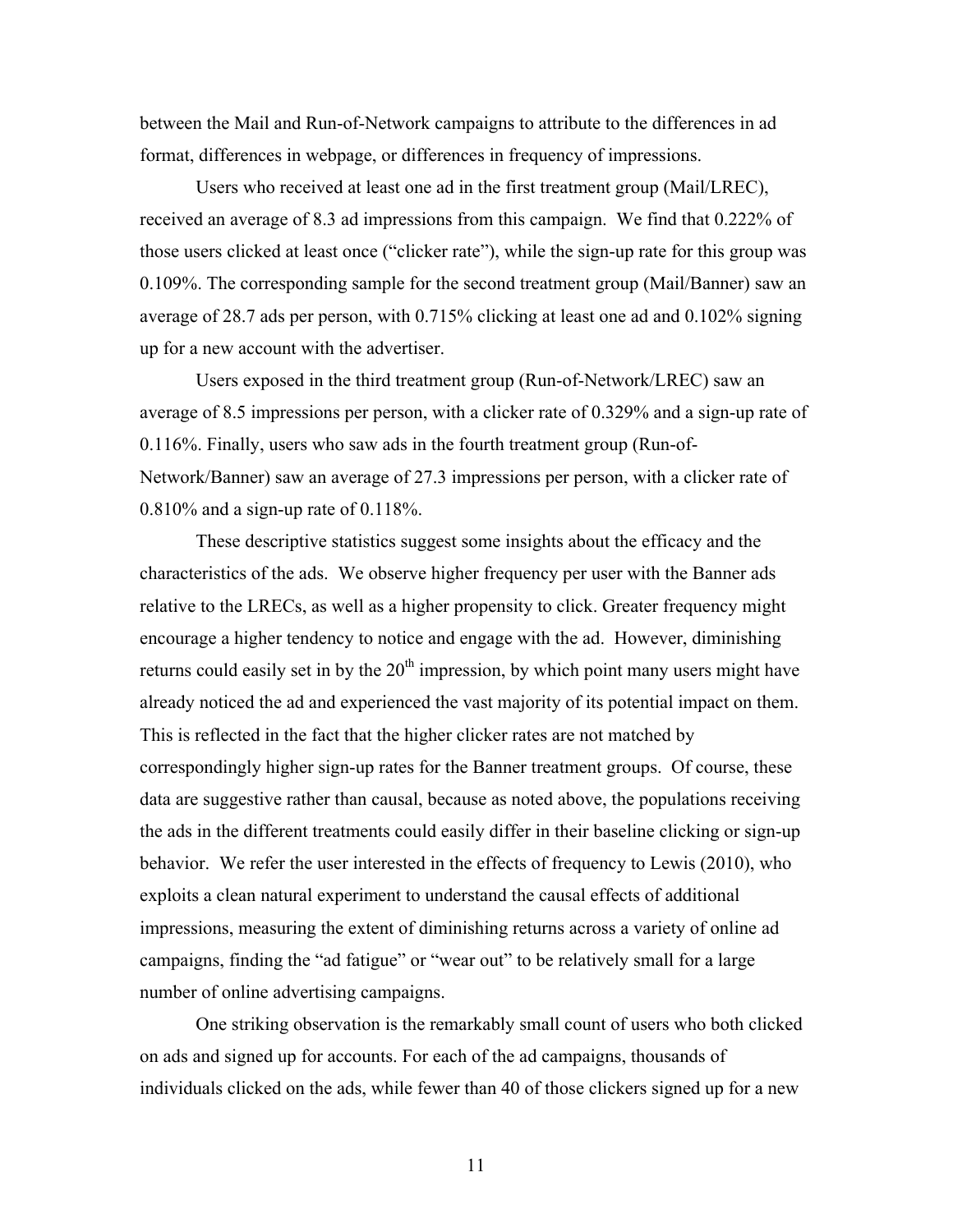between the Mail and Run-of-Network campaigns to attribute to the differences in ad format, differences in webpage, or differences in frequency of impressions.

Users who received at least one ad in the first treatment group (Mail/LREC), received an average of 8.3 ad impressions from this campaign. We find that 0.222% of those users clicked at least once ("clicker rate"), while the sign-up rate for this group was 0.109%. The corresponding sample for the second treatment group (Mail/Banner) saw an average of 28.7 ads per person, with 0.715% clicking at least one ad and 0.102% signing up for a new account with the advertiser.

Users exposed in the third treatment group (Run-of-Network/LREC) saw an average of 8.5 impressions per person, with a clicker rate of 0.329% and a sign-up rate of 0.116%. Finally, users who saw ads in the fourth treatment group (Run-of-Network/Banner) saw an average of 27.3 impressions per person, with a clicker rate of 0.810% and a sign-up rate of 0.118%.

These descriptive statistics suggest some insights about the efficacy and the characteristics of the ads. We observe higher frequency per user with the Banner ads relative to the LRECs, as well as a higher propensity to click. Greater frequency might encourage a higher tendency to notice and engage with the ad. However, diminishing returns could easily set in by the 20th impression, by which point many users might have already noticed the ad and experienced the vast majority of its potential impact on them. This is reflected in the fact that the higher clicker rates are not matched by correspondingly higher sign-up rates for the Banner treatment groups. Of course, these data are suggestive rather than causal, because as noted above, the populations receiving the ads in the different treatments could easily differ in their baseline clicking or sign-up behavior. We refer the user interested in the effects of frequency to Lewis (2010), who exploits a clean natural experiment to understand the causal effects of additional impressions, measuring the extent of diminishing returns across a variety of online ad campaigns, finding the "ad fatigue" or "wear out" to be relatively small for a large number of online advertising campaigns.

One striking observation is the remarkably small count of users who both clicked on ads and signed up for accounts. For each of the ad campaigns, thousands of individuals clicked on the ads, while fewer than 40 of those clickers signed up for a new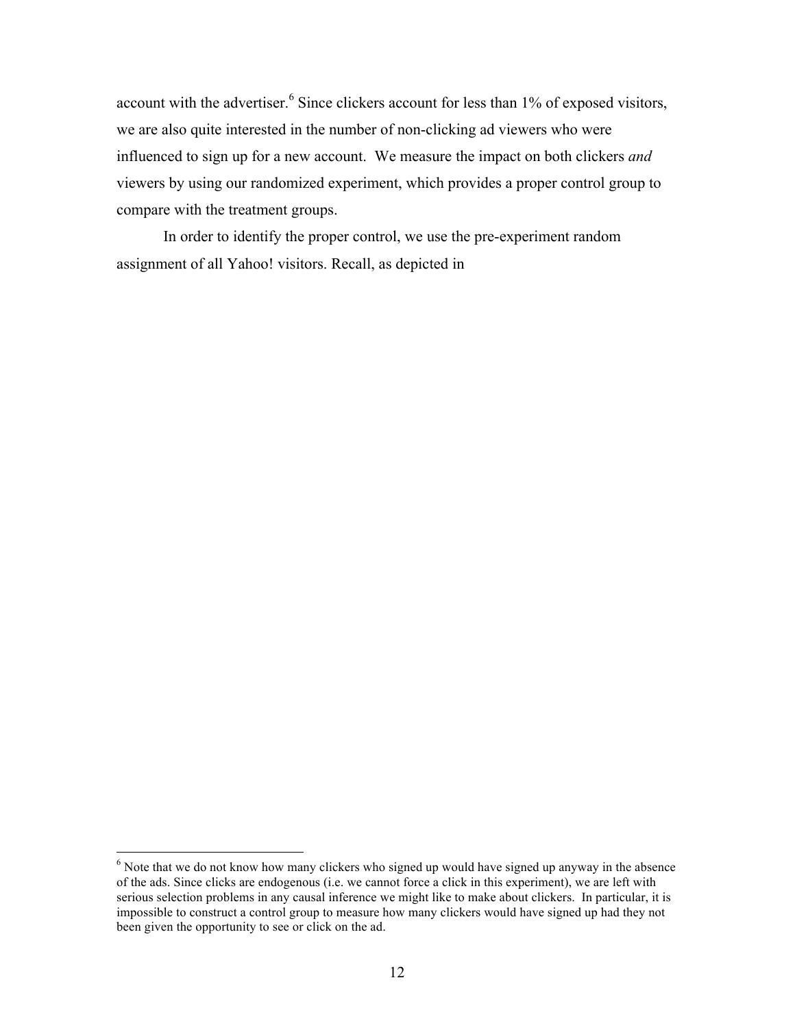account with the advertiser.[6] Since clickers account for less than 1% of exposed visitors, we are also quite interested in the number of non-clicking ad viewers who were influenced to sign up for a new account. We measure the impact on both clickers *and* viewers by using our randomized experiment, which provides a proper control group to compare with the treatment groups.

In order to identify the proper control, we use the pre-experiment random assignment of all Yahoo! visitors. Recall, as depicted in

---

[6] Note that we do not know how many clickers who signed up would have signed up anyway in the absence of the ads. Since clicks are endogenous (i.e. we cannot force a click in this experiment), we are left with serious selection problems in any causal inference we might like to make about clickers. In particular, it is impossible to construct a control group to measure how many clickers would have signed up had they not been given the opportunity to see or click on the ad.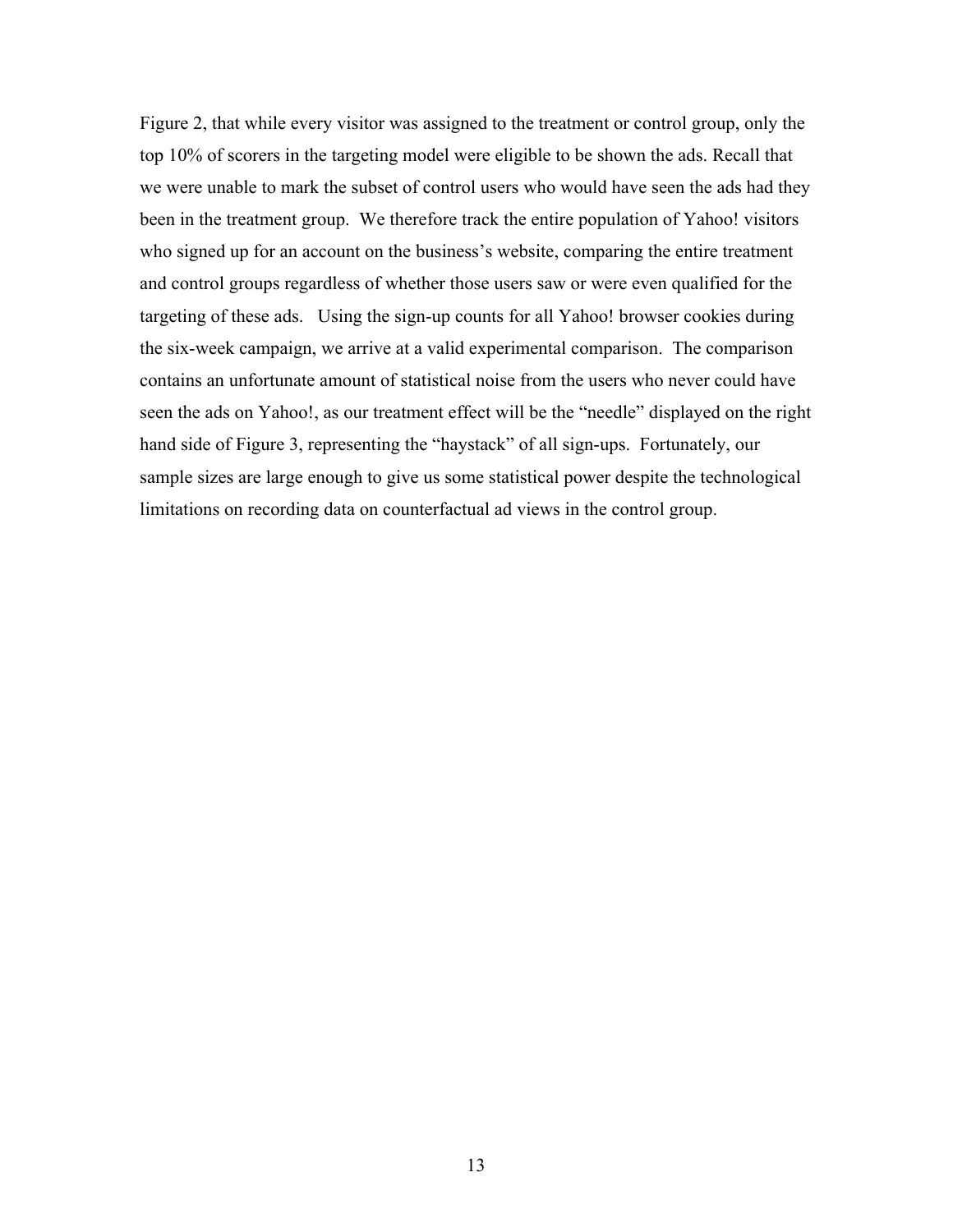Figure 2, that while every visitor was assigned to the treatment or control group, only the top 10% of scorers in the targeting model were eligible to be shown the ads. Recall that we were unable to mark the subset of control users who would have seen the ads had they been in the treatment group. We therefore track the entire population of Yahoo! visitors who signed up for an account on the business's website, comparing the entire treatment and control groups regardless of whether those users saw or were even qualified for the targeting of these ads. Using the sign-up counts for all Yahoo! browser cookies during the six-week campaign, we arrive at a valid experimental comparison. The comparison contains an unfortunate amount of statistical noise from the users who never could have seen the ads on Yahoo!, as our treatment effect will be the "needle" displayed on the right hand side of Figure 3, representing the "haystack" of all sign-ups. Fortunately, our sample sizes are large enough to give us some statistical power despite the technological limitations on recording data on counterfactual ad views in the control group.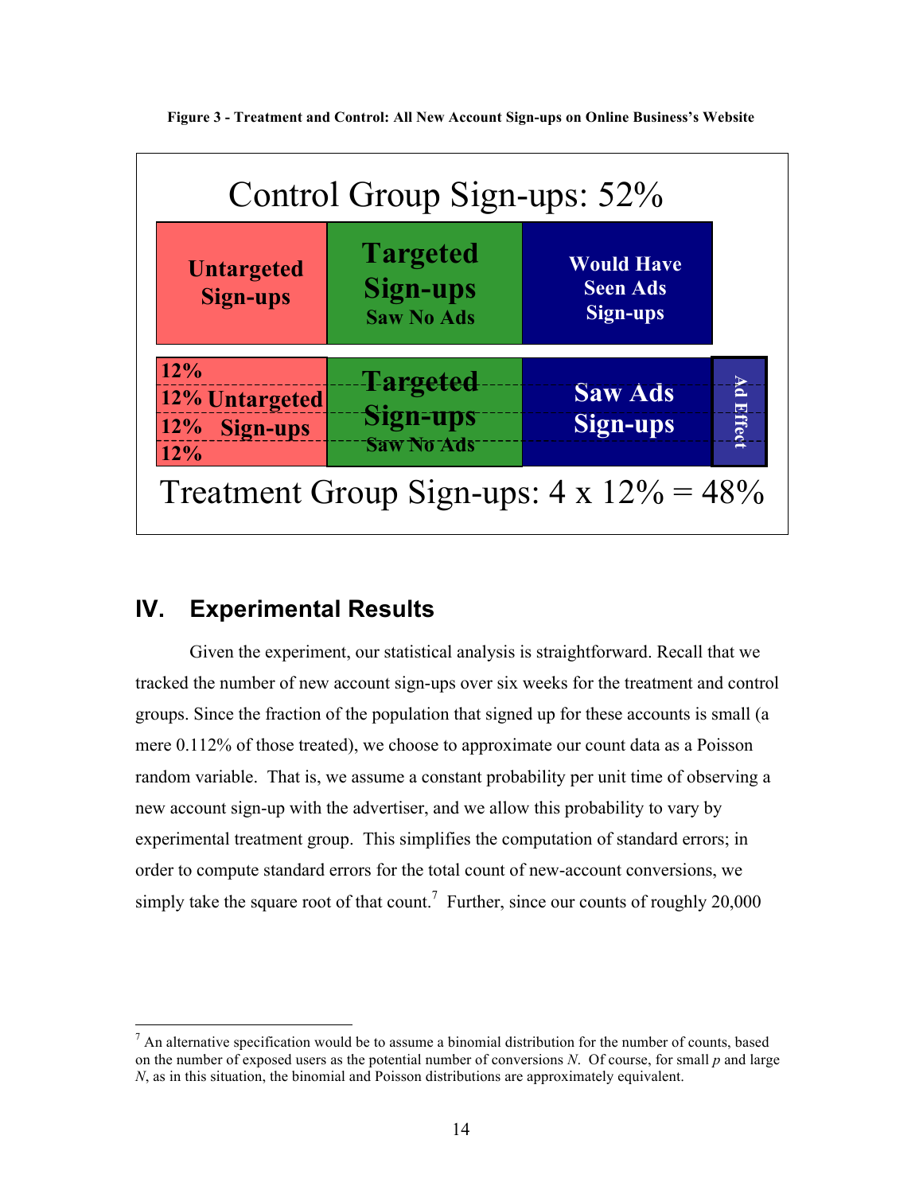**Figure 3 - Treatment and Control: All New Account Sign-ups on Online Business's Website**

Control Group Sign-ups: 52%

| Untargeted Sign-ups | Targeted Sign-ups Saw No Ads | Would Have Seen Ads Sign-ups | |
|---|---|---|---|
| 12% / 12% / 12% / 12% Untargeted Sign-ups | Targeted Sign-ups Saw No Ads | Saw Ads Sign-ups | Ad Effect |

Treatment Group Sign-ups: 4 x 12% = 48%

## IV. Experimental Results

Given the experiment, our statistical analysis is straightforward. Recall that we tracked the number of new account sign-ups over six weeks for the treatment and control groups. Since the fraction of the population that signed up for these accounts is small (a mere 0.112% of those treated), we choose to approximate our count data as a Poisson random variable. That is, we assume a constant probability per unit time of observing a new account sign-up with the advertiser, and we allow this probability to vary by experimental treatment group. This simplifies the computation of standard errors; in order to compute standard errors for the total count of new-account conversions, we simply take the square root of that count.[7] Further, since our counts of roughly 20,000

[7] An alternative specification would be to assume a binomial distribution for the number of counts, based on the number of exposed users as the potential number of conversions $N$. Of course, for small $p$ and large $N$, as in this situation, the binomial and Poisson distributions are approximately equivalent.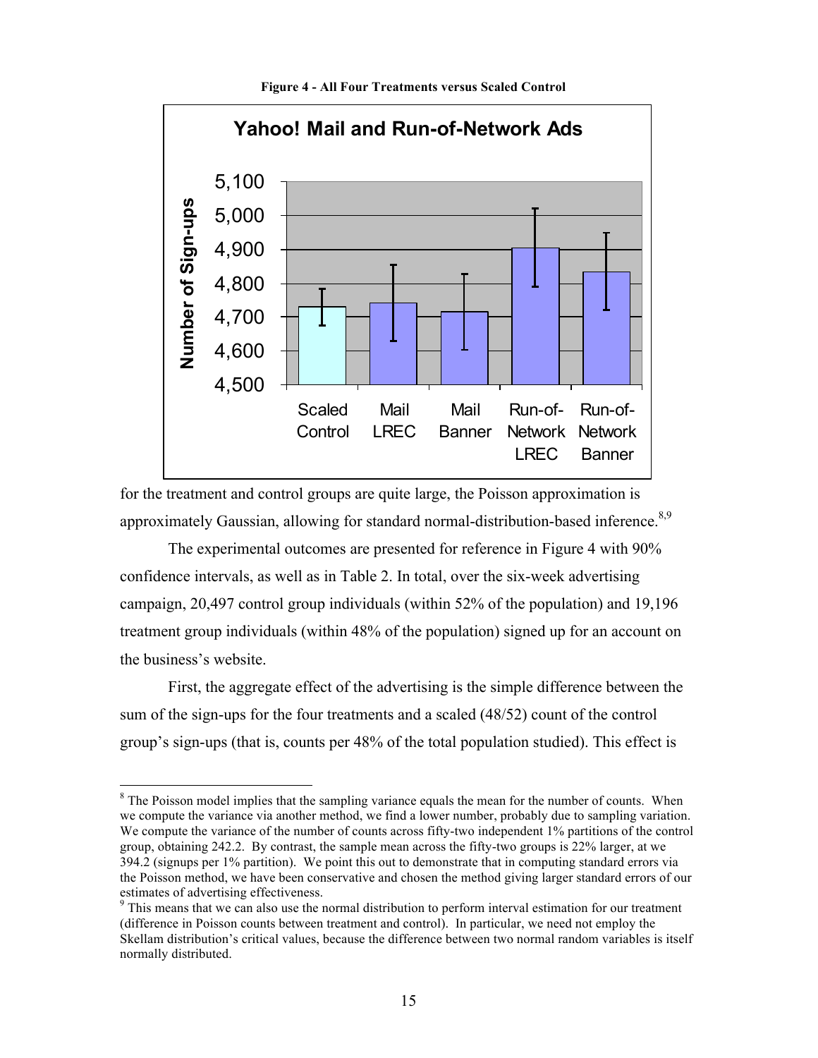**Figure 4 - All Four Treatments versus Scaled Control**

for the treatment and control groups are quite large, the Poisson approximation is approximately Gaussian, allowing for standard normal-distribution-based inference.[8,9]

The experimental outcomes are presented for reference in Figure 4 with 90% confidence intervals, as well as in Table 2. In total, over the six-week advertising campaign, 20,497 control group individuals (within 52% of the population) and 19,196 treatment group individuals (within 48% of the population) signed up for an account on the business's website.

First, the aggregate effect of the advertising is the simple difference between the sum of the sign-ups for the four treatments and a scaled (48/52) count of the control group's sign-ups (that is, counts per 48% of the total population studied). This effect is

---

[8] The Poisson model implies that the sampling variance equals the mean for the number of counts. When we compute the variance via another method, we find a lower number, probably due to sampling variation. We compute the variance of the number of counts across fifty-two independent 1% partitions of the control group, obtaining 242.2. By contrast, the sample mean across the fifty-two groups is 22% larger, at we 394.2 (signups per 1% partition). We point this out to demonstrate that in computing standard errors via the Poisson method, we have been conservative and chosen the method giving larger standard errors of our estimates of advertising effectiveness.

[9] This means that we can also use the normal distribution to perform interval estimation for our treatment (difference in Poisson counts between treatment and control). In particular, we need not employ the Skellam distribution's critical values, because the difference between two normal random variables is itself normally distributed.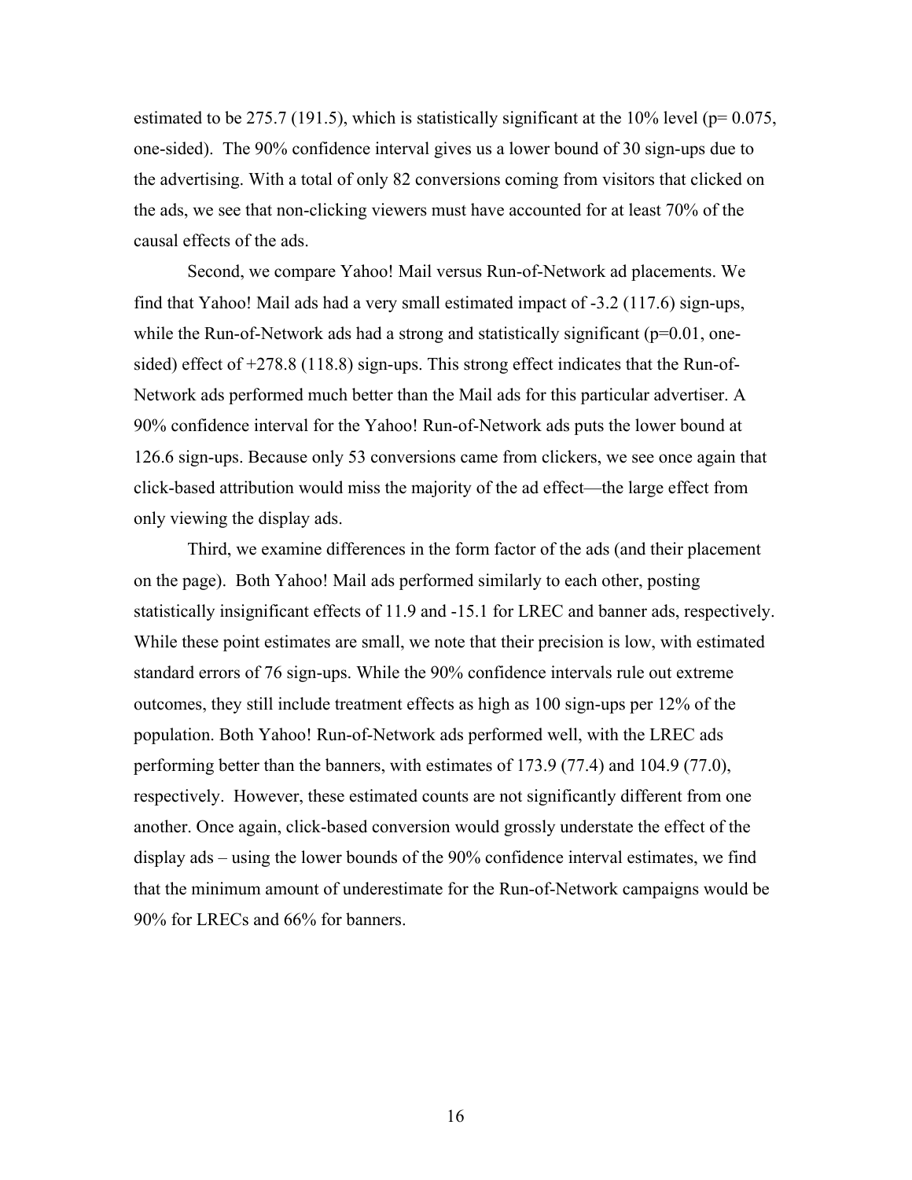estimated to be 275.7 (191.5), which is statistically significant at the 10% level (p= 0.075, one-sided). The 90% confidence interval gives us a lower bound of 30 sign-ups due to the advertising. With a total of only 82 conversions coming from visitors that clicked on the ads, we see that non-clicking viewers must have accounted for at least 70% of the causal effects of the ads.

Second, we compare Yahoo! Mail versus Run-of-Network ad placements. We find that Yahoo! Mail ads had a very small estimated impact of -3.2 (117.6) sign-ups, while the Run-of-Network ads had a strong and statistically significant (p=0.01, one-sided) effect of +278.8 (118.8) sign-ups. This strong effect indicates that the Run-of-Network ads performed much better than the Mail ads for this particular advertiser. A 90% confidence interval for the Yahoo! Run-of-Network ads puts the lower bound at 126.6 sign-ups. Because only 53 conversions came from clickers, we see once again that click-based attribution would miss the majority of the ad effect—the large effect from only viewing the display ads.

Third, we examine differences in the form factor of the ads (and their placement on the page). Both Yahoo! Mail ads performed similarly to each other, posting statistically insignificant effects of 11.9 and -15.1 for LREC and banner ads, respectively. While these point estimates are small, we note that their precision is low, with estimated standard errors of 76 sign-ups. While the 90% confidence intervals rule out extreme outcomes, they still include treatment effects as high as 100 sign-ups per 12% of the population. Both Yahoo! Run-of-Network ads performed well, with the LREC ads performing better than the banners, with estimates of 173.9 (77.4) and 104.9 (77.0), respectively. However, these estimated counts are not significantly different from one another. Once again, click-based conversion would grossly understate the effect of the display ads – using the lower bounds of the 90% confidence interval estimates, we find that the minimum amount of underestimate for the Run-of-Network campaigns would be 90% for LRECs and 66% for banners.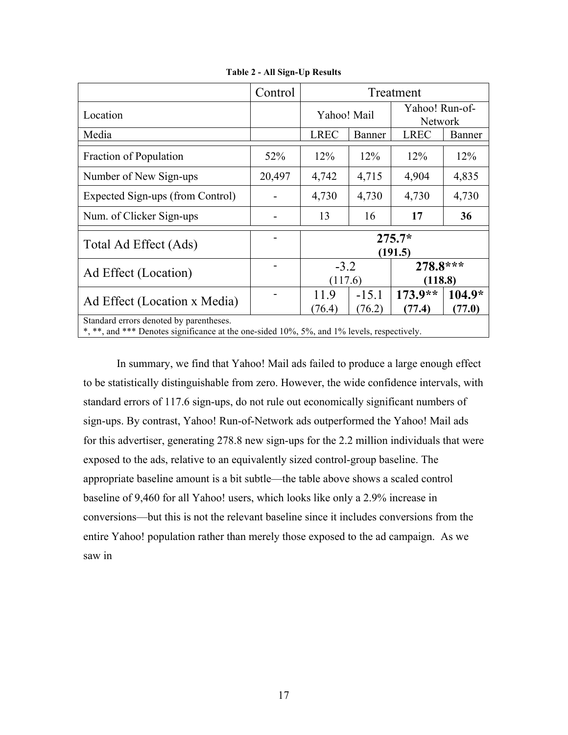**Table 2 - All Sign-Up Results**

| | Control | Treatment | | | |
|---|---|---|---|---|---|
| Location | | Yahoo! Mail | | Yahoo! Run-of-Network | |
| Media | | LREC | Banner | LREC | Banner |
| Fraction of Population | 52% | 12% | 12% | 12% | 12% |
| Number of New Sign-ups | 20,497 | 4,742 | 4,715 | 4,904 | 4,835 |
| Expected Sign-ups (from Control) | - | 4,730 | 4,730 | 4,730 | 4,730 |
| Num. of Clicker Sign-ups | - | 13 | 16 | **17** | **36** |
| Total Ad Effect (Ads) | - | **275.7* (191.5)** | | | |
| Ad Effect (Location) | - | -3.2 (117.6) | | **278.8*** (118.8)** | |
| Ad Effect (Location x Media) | - | 11.9 (76.4) | -15.1 (76.2) | **173.9** (77.4)** | **104.9* (77.0)** |

Standard errors denoted by parentheses.
*, **, and *** Denotes significance at the one-sided 10%, 5%, and 1% levels, respectively.

In summary, we find that Yahoo! Mail ads failed to produce a large enough effect to be statistically distinguishable from zero. However, the wide confidence intervals, with standard errors of 117.6 sign-ups, do not rule out economically significant numbers of sign-ups. By contrast, Yahoo! Run-of-Network ads outperformed the Yahoo! Mail ads for this advertiser, generating 278.8 new sign-ups for the 2.2 million individuals that were exposed to the ads, relative to an equivalently sized control-group baseline. The appropriate baseline amount is a bit subtle—the table above shows a scaled control baseline of 9,460 for all Yahoo! users, which looks like only a 2.9% increase in conversions—but this is not the relevant baseline since it includes conversions from the entire Yahoo! population rather than merely those exposed to the ad campaign. As we saw in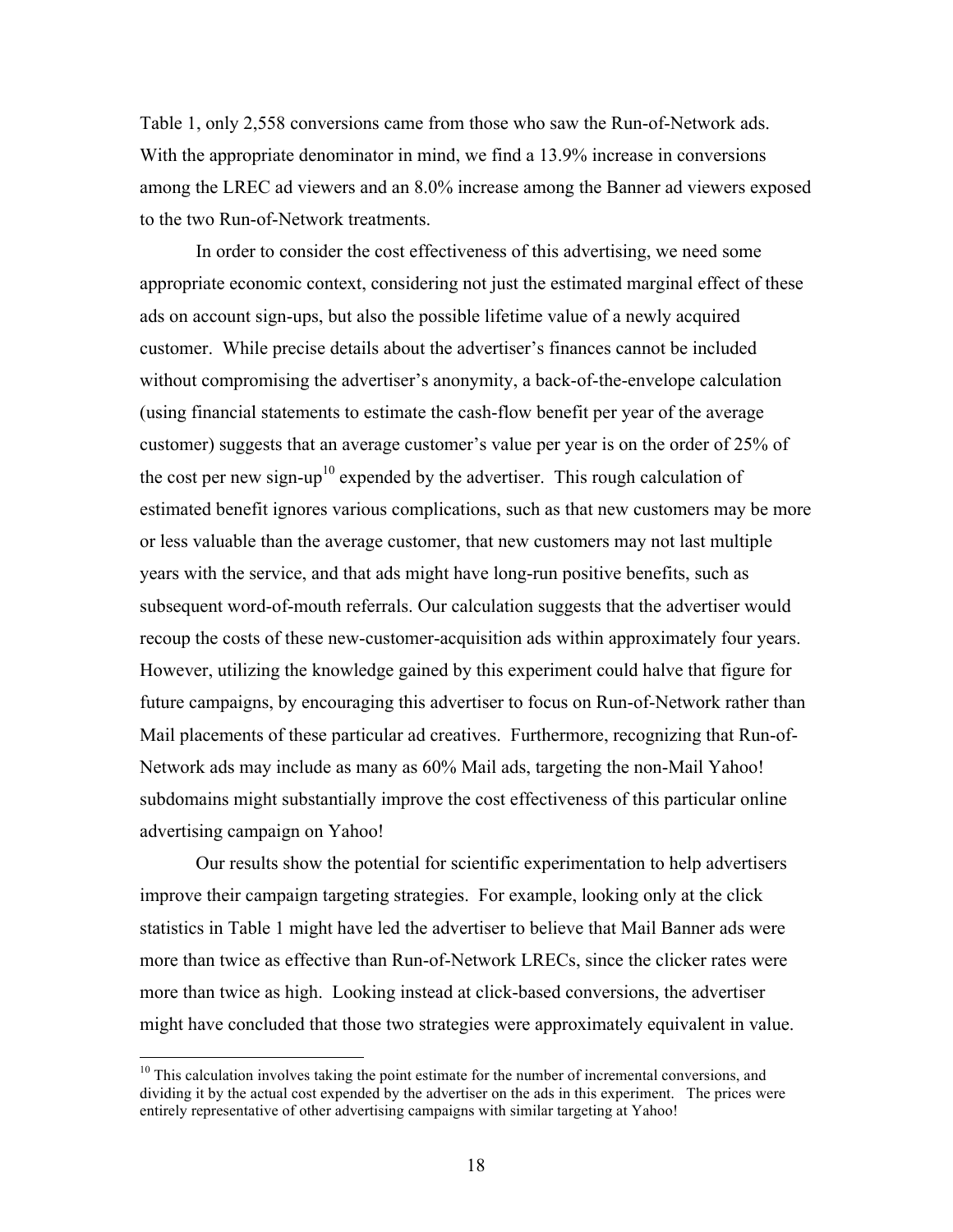Table 1, only 2,558 conversions came from those who saw the Run-of-Network ads. With the appropriate denominator in mind, we find a 13.9% increase in conversions among the LREC ad viewers and an 8.0% increase among the Banner ad viewers exposed to the two Run-of-Network treatments.

In order to consider the cost effectiveness of this advertising, we need some appropriate economic context, considering not just the estimated marginal effect of these ads on account sign-ups, but also the possible lifetime value of a newly acquired customer. While precise details about the advertiser's finances cannot be included without compromising the advertiser's anonymity, a back-of-the-envelope calculation (using financial statements to estimate the cash-flow benefit per year of the average customer) suggests that an average customer's value per year is on the order of 25% of the cost per new sign-up[10] expended by the advertiser. This rough calculation of estimated benefit ignores various complications, such as that new customers may be more or less valuable than the average customer, that new customers may not last multiple years with the service, and that ads might have long-run positive benefits, such as subsequent word-of-mouth referrals. Our calculation suggests that the advertiser would recoup the costs of these new-customer-acquisition ads within approximately four years. However, utilizing the knowledge gained by this experiment could halve that figure for future campaigns, by encouraging this advertiser to focus on Run-of-Network rather than Mail placements of these particular ad creatives. Furthermore, recognizing that Run-of-Network ads may include as many as 60% Mail ads, targeting the non-Mail Yahoo! subdomains might substantially improve the cost effectiveness of this particular online advertising campaign on Yahoo!

Our results show the potential for scientific experimentation to help advertisers improve their campaign targeting strategies. For example, looking only at the click statistics in Table 1 might have led the advertiser to believe that Mail Banner ads were more than twice as effective than Run-of-Network LRECs, since the clicker rates were more than twice as high. Looking instead at click-based conversions, the advertiser might have concluded that those two strategies were approximately equivalent in value.

[10] This calculation involves taking the point estimate for the number of incremental conversions, and dividing it by the actual cost expended by the advertiser on the ads in this experiment. The prices were entirely representative of other advertising campaigns with similar targeting at Yahoo!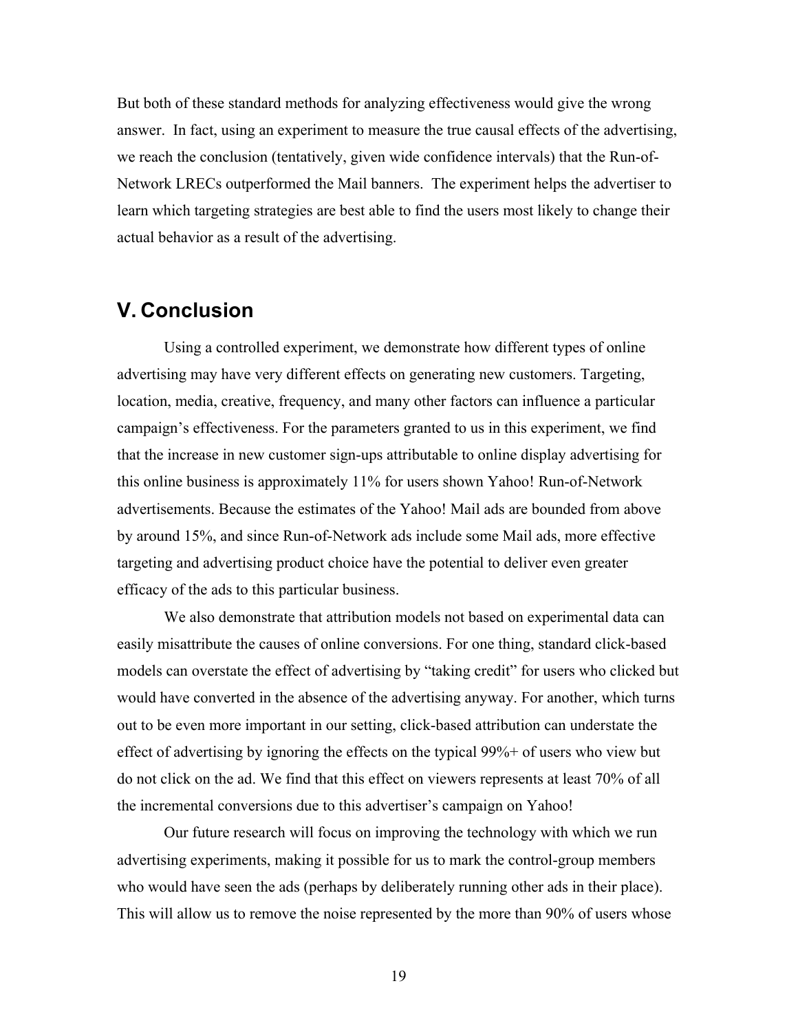But both of these standard methods for analyzing effectiveness would give the wrong answer. In fact, using an experiment to measure the true causal effects of the advertising, we reach the conclusion (tentatively, given wide confidence intervals) that the Run-of-Network LRECs outperformed the Mail banners. The experiment helps the advertiser to learn which targeting strategies are best able to find the users most likely to change their actual behavior as a result of the advertising.

## V. Conclusion

Using a controlled experiment, we demonstrate how different types of online advertising may have very different effects on generating new customers. Targeting, location, media, creative, frequency, and many other factors can influence a particular campaign's effectiveness. For the parameters granted to us in this experiment, we find that the increase in new customer sign-ups attributable to online display advertising for this online business is approximately 11% for users shown Yahoo! Run-of-Network advertisements. Because the estimates of the Yahoo! Mail ads are bounded from above by around 15%, and since Run-of-Network ads include some Mail ads, more effective targeting and advertising product choice have the potential to deliver even greater efficacy of the ads to this particular business.

We also demonstrate that attribution models not based on experimental data can easily misattribute the causes of online conversions. For one thing, standard click-based models can overstate the effect of advertising by "taking credit" for users who clicked but would have converted in the absence of the advertising anyway. For another, which turns out to be even more important in our setting, click-based attribution can understate the effect of advertising by ignoring the effects on the typical 99%+ of users who view but do not click on the ad. We find that this effect on viewers represents at least 70% of all the incremental conversions due to this advertiser's campaign on Yahoo!

Our future research will focus on improving the technology with which we run advertising experiments, making it possible for us to mark the control-group members who would have seen the ads (perhaps by deliberately running other ads in their place). This will allow us to remove the noise represented by the more than 90% of users whose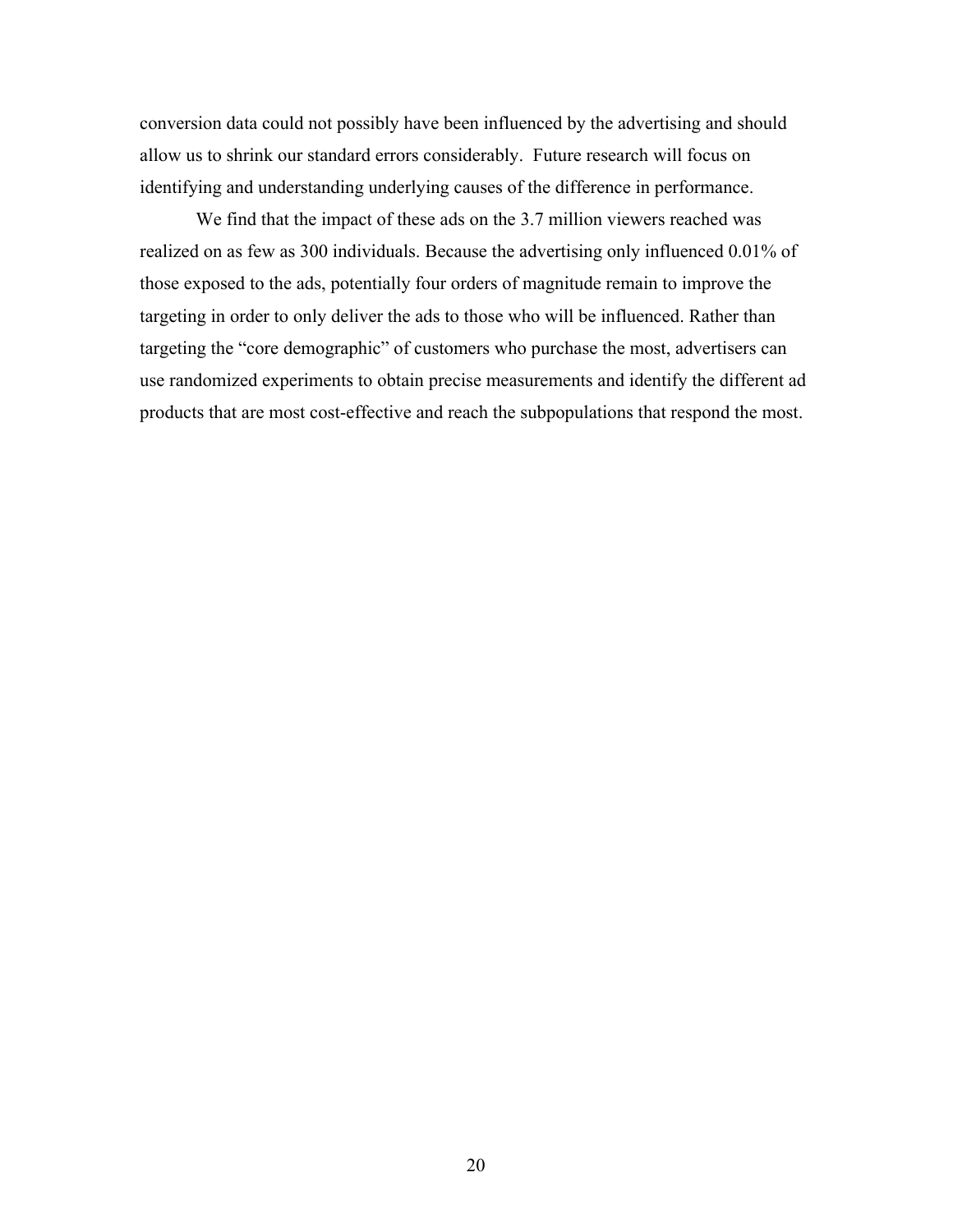conversion data could not possibly have been influenced by the advertising and should allow us to shrink our standard errors considerably. Future research will focus on identifying and understanding underlying causes of the difference in performance.

We find that the impact of these ads on the 3.7 million viewers reached was realized on as few as 300 individuals. Because the advertising only influenced 0.01% of those exposed to the ads, potentially four orders of magnitude remain to improve the targeting in order to only deliver the ads to those who will be influenced. Rather than targeting the "core demographic" of customers who purchase the most, advertisers can use randomized experiments to obtain precise measurements and identify the different ad products that are most cost-effective and reach the subpopulations that respond the most.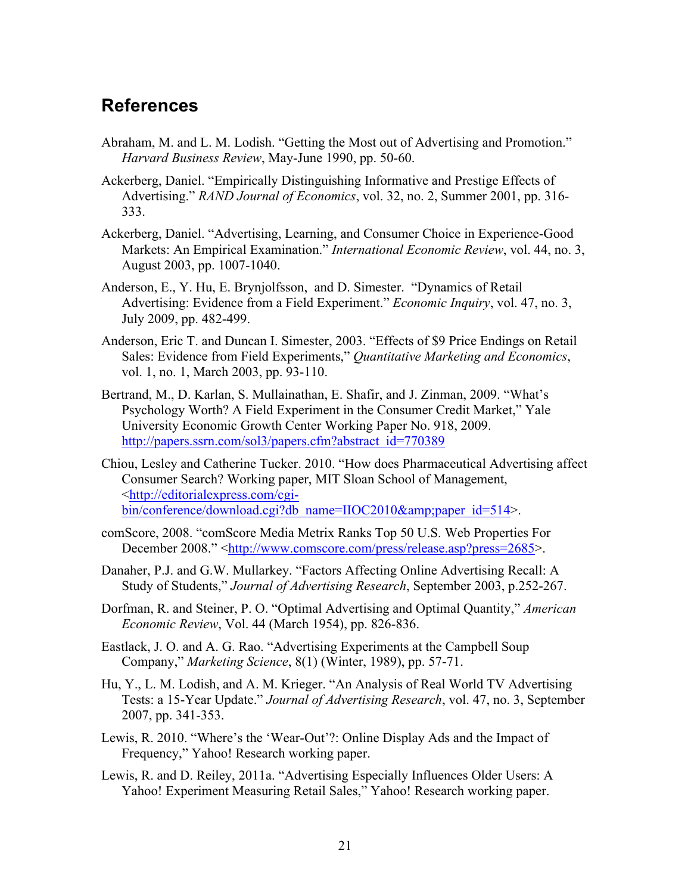## References

Abraham, M. and L. M. Lodish. "Getting the Most out of Advertising and Promotion." *Harvard Business Review*, May-June 1990, pp. 50-60.

Ackerberg, Daniel. "Empirically Distinguishing Informative and Prestige Effects of Advertising." *RAND Journal of Economics*, vol. 32, no. 2, Summer 2001, pp. 316-333.

Ackerberg, Daniel. "Advertising, Learning, and Consumer Choice in Experience-Good Markets: An Empirical Examination." *International Economic Review*, vol. 44, no. 3, August 2003, pp. 1007-1040.

Anderson, E., Y. Hu, E. Brynjolfsson, and D. Simester. "Dynamics of Retail Advertising: Evidence from a Field Experiment." *Economic Inquiry*, vol. 47, no. 3, July 2009, pp. 482-499.

Anderson, Eric T. and Duncan I. Simester, 2003. "Effects of $9 Price Endings on Retail Sales: Evidence from Field Experiments," *Quantitative Marketing and Economics*, vol. 1, no. 1, March 2003, pp. 93-110.

Bertrand, M., D. Karlan, S. Mullainathan, E. Shafir, and J. Zinman, 2009. "What's Psychology Worth? A Field Experiment in the Consumer Credit Market," Yale University Economic Growth Center Working Paper No. 918, 2009. http://papers.ssrn.com/sol3/papers.cfm?abstract_id=770389

Chiou, Lesley and Catherine Tucker. 2010. "How does Pharmaceutical Advertising affect Consumer Search? Working paper, MIT Sloan School of Management, <http://editorialexpress.com/cgi-bin/conference/download.cgi?db_name=IIOC2010&amp;paper_id=514>.

comScore, 2008. "comScore Media Metrix Ranks Top 50 U.S. Web Properties For December 2008." <http://www.comscore.com/press/release.asp?press=2685>.

Danaher, P.J. and G.W. Mullarkey. "Factors Affecting Online Advertising Recall: A Study of Students," *Journal of Advertising Research*, September 2003, p.252-267.

Dorfman, R. and Steiner, P. O. "Optimal Advertising and Optimal Quantity," *American Economic Review*, Vol. 44 (March 1954), pp. 826-836.

Eastlack, J. O. and A. G. Rao. "Advertising Experiments at the Campbell Soup Company," *Marketing Science*, 8(1) (Winter, 1989), pp. 57-71.

Hu, Y., L. M. Lodish, and A. M. Krieger. "An Analysis of Real World TV Advertising Tests: a 15-Year Update." *Journal of Advertising Research*, vol. 47, no. 3, September 2007, pp. 341-353.

Lewis, R. 2010. "Where's the 'Wear-Out'?: Online Display Ads and the Impact of Frequency," Yahoo! Research working paper.

Lewis, R. and D. Reiley, 2011a. "Advertising Especially Influences Older Users: A Yahoo! Experiment Measuring Retail Sales," Yahoo! Research working paper.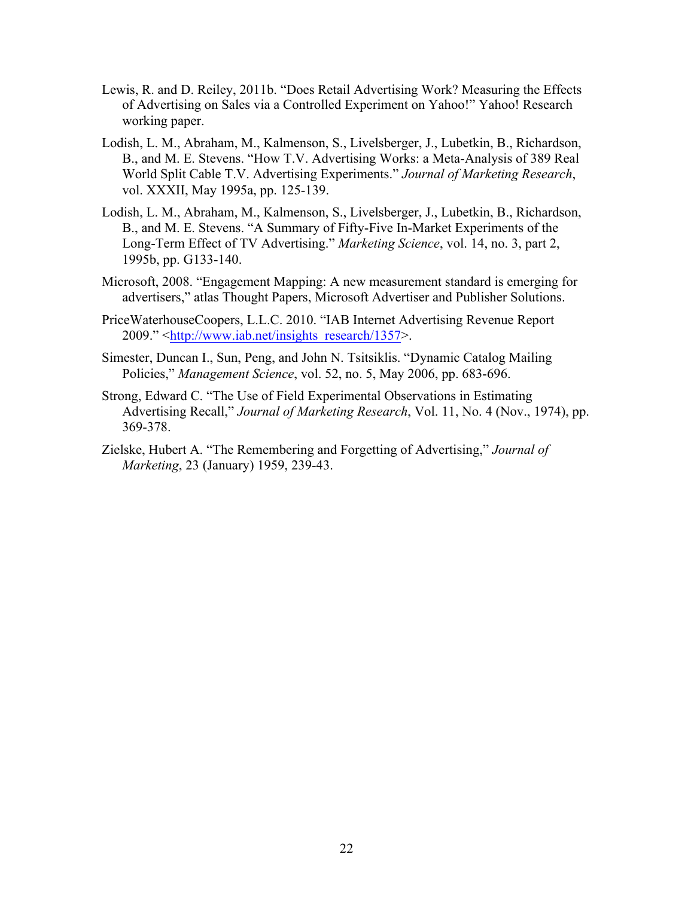Lewis, R. and D. Reiley, 2011b. "Does Retail Advertising Work? Measuring the Effects of Advertising on Sales via a Controlled Experiment on Yahoo!" Yahoo! Research working paper.

Lodish, L. M., Abraham, M., Kalmenson, S., Livelsberger, J., Lubetkin, B., Richardson, B., and M. E. Stevens. "How T.V. Advertising Works: a Meta-Analysis of 389 Real World Split Cable T.V. Advertising Experiments." *Journal of Marketing Research*, vol. XXXII, May 1995a, pp. 125-139.

Lodish, L. M., Abraham, M., Kalmenson, S., Livelsberger, J., Lubetkin, B., Richardson, B., and M. E. Stevens. "A Summary of Fifty-Five In-Market Experiments of the Long-Term Effect of TV Advertising." *Marketing Science*, vol. 14, no. 3, part 2, 1995b, pp. G133-140.

Microsoft, 2008. "Engagement Mapping: A new measurement standard is emerging for advertisers," atlas Thought Papers, Microsoft Advertiser and Publisher Solutions.

PriceWaterhouseCoopers, L.L.C. 2010. "IAB Internet Advertising Revenue Report 2009." <http://www.iab.net/insights_research/1357>.

Simester, Duncan I., Sun, Peng, and John N. Tsitsiklis. "Dynamic Catalog Mailing Policies," *Management Science*, vol. 52, no. 5, May 2006, pp. 683-696.

Strong, Edward C. "The Use of Field Experimental Observations in Estimating Advertising Recall," *Journal of Marketing Research*, Vol. 11, No. 4 (Nov., 1974), pp. 369-378.

Zielske, Hubert A. "The Remembering and Forgetting of Advertising," *Journal of Marketing*, 23 (January) 1959, 239-43.